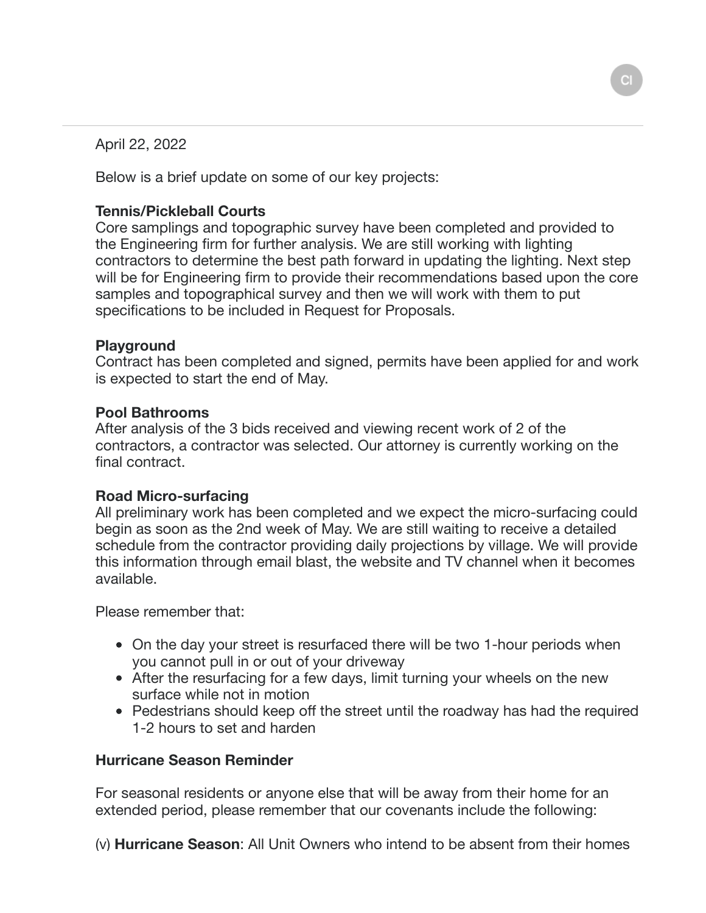April 22, 2022

Below is a brief update on some of our key projects:

**Tennis/Pickleball Courts**
Core samplings and topographic survey have been completed and provided to the Engineering firm for further analysis. We are still working with lighting contractors to determine the best path forward in updating the lighting. Next step will be for Engineering firm to provide their recommendations based upon the core samples and topographical survey and then we will work with them to put specifications to be included in Request for Proposals.

**Playground**
Contract has been completed and signed, permits have been applied for and work is expected to start the end of May.

**Pool Bathrooms**
After analysis of the 3 bids received and viewing recent work of 2 of the contractors, a contractor was selected. Our attorney is currently working on the final contract.

**Road Micro-surfacing**
All preliminary work has been completed and we expect the micro-surfacing could begin as soon as the 2nd week of May. We are still waiting to receive a detailed schedule from the contractor providing daily projections by village. We will provide this information through email blast, the website and TV channel when it becomes available.

Please remember that:

- On the day your street is resurfaced there will be two 1-hour periods when you cannot pull in or out of your driveway
- After the resurfacing for a few days, limit turning your wheels on the new surface while not in motion
- Pedestrians should keep off the street until the roadway has had the required 1-2 hours to set and harden

**Hurricane Season Reminder**

For seasonal residents or anyone else that will be away from their home for an extended period, please remember that our covenants include the following:

(v) **Hurricane Season**: All Unit Owners who intend to be absent from their homes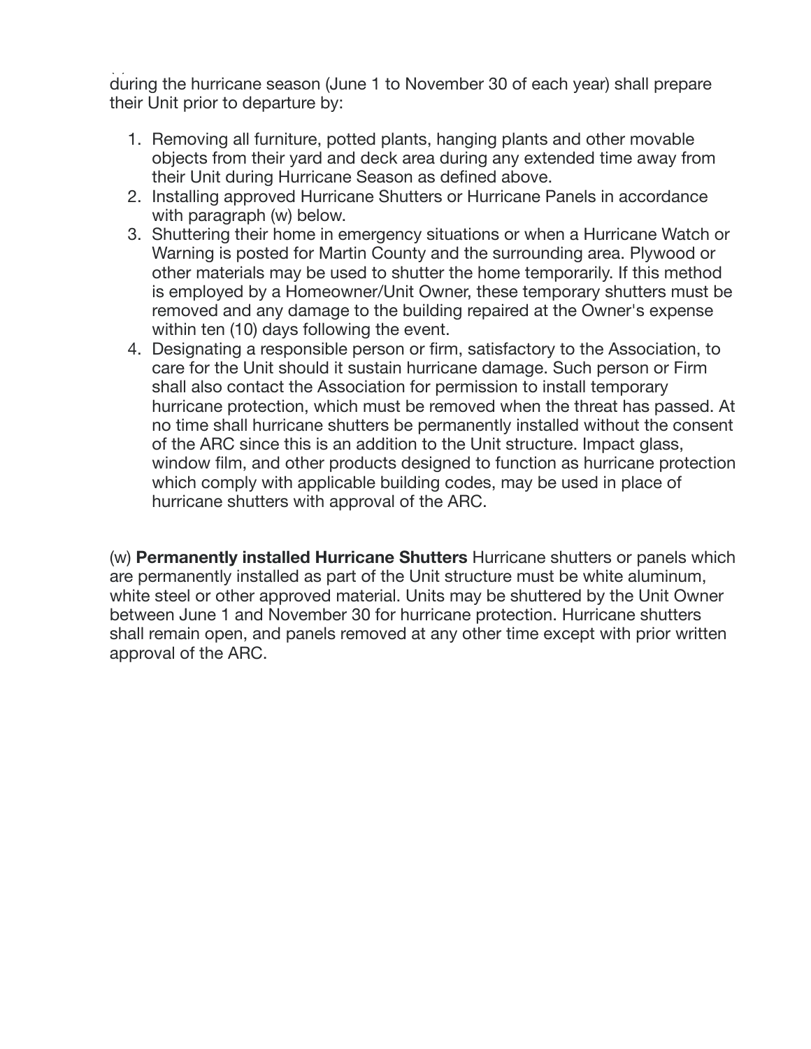during the hurricane season (June 1 to November 30 of each year) shall prepare their Unit prior to departure by:

1. Removing all furniture, potted plants, hanging plants and other movable objects from their yard and deck area during any extended time away from their Unit during Hurricane Season as defined above.
2. Installing approved Hurricane Shutters or Hurricane Panels in accordance with paragraph (w) below.
3. Shuttering their home in emergency situations or when a Hurricane Watch or Warning is posted for Martin County and the surrounding area. Plywood or other materials may be used to shutter the home temporarily. If this method is employed by a Homeowner/Unit Owner, these temporary shutters must be removed and any damage to the building repaired at the Owner's expense within ten (10) days following the event.
4. Designating a responsible person or firm, satisfactory to the Association, to care for the Unit should it sustain hurricane damage. Such person or Firm shall also contact the Association for permission to install temporary hurricane protection, which must be removed when the threat has passed. At no time shall hurricane shutters be permanently installed without the consent of the ARC since this is an addition to the Unit structure. Impact glass, window film, and other products designed to function as hurricane protection which comply with applicable building codes, may be used in place of hurricane shutters with approval of the ARC.

(w) **Permanently installed Hurricane Shutters** Hurricane shutters or panels which are permanently installed as part of the Unit structure must be white aluminum, white steel or other approved material. Units may be shuttered by the Unit Owner between June 1 and November 30 for hurricane protection. Hurricane shutters shall remain open, and panels removed at any other time except with prior written approval of the ARC.